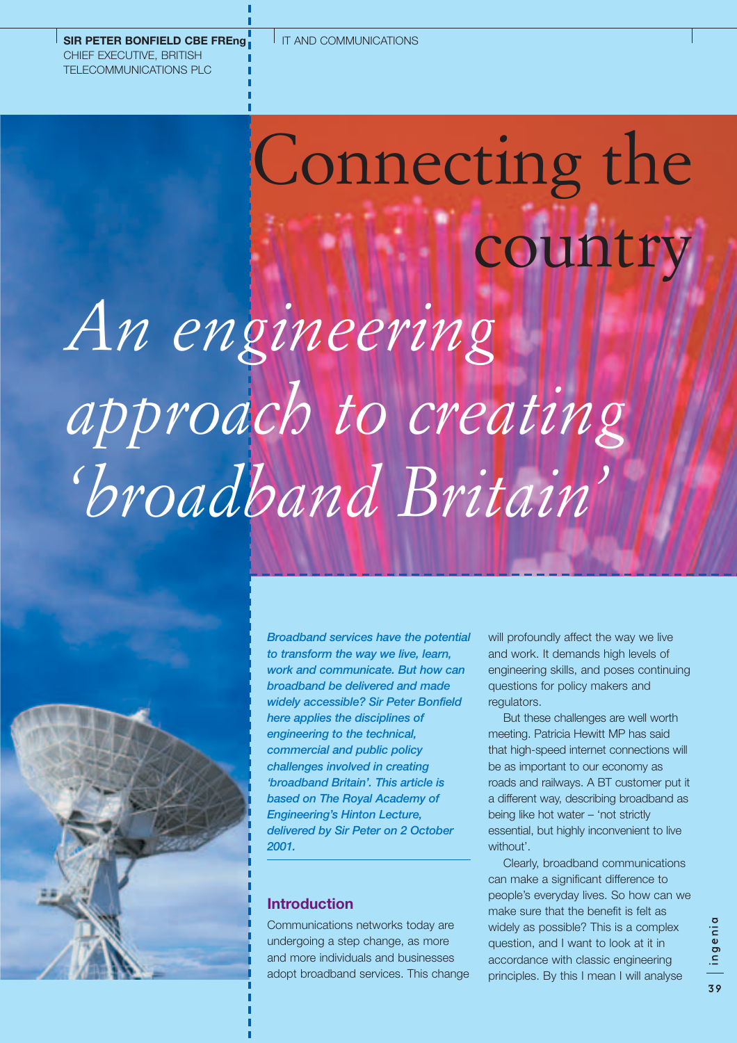**SIR PETER BONFIELD CBE FREng**
CHIEF EXECUTIVE, BRITISH TELECOMMUNICATIONS PLC

IT AND COMMUNICATIONS

# Connecting the country

## *An engineering approach to creating 'broadband Britain'*

***Broadband services have the potential to transform the way we live, learn, work and communicate. But how can broadband be delivered and made widely accessible? Sir Peter Bonfield here applies the disciplines of engineering to the technical, commercial and public policy challenges involved in creating 'broadband Britain'. This article is based on The Royal Academy of Engineering's Hinton Lecture, delivered by Sir Peter on 2 October 2001.***

### Introduction

Communications networks today are undergoing a step change, as more and more individuals and businesses adopt broadband services. This change will profoundly affect the way we live and work. It demands high levels of engineering skills, and poses continuing questions for policy makers and regulators.

But these challenges are well worth meeting. Patricia Hewitt MP has said that high-speed internet connections will be as important to our economy as roads and railways. A BT customer put it a different way, describing broadband as being like hot water – 'not strictly essential, but highly inconvenient to live without'.

Clearly, broadband communications can make a significant difference to people's everyday lives. So how can we make sure that the benefit is felt as widely as possible? This is a complex question, and I want to look at it in accordance with classic engineering principles. By this I mean I will analyse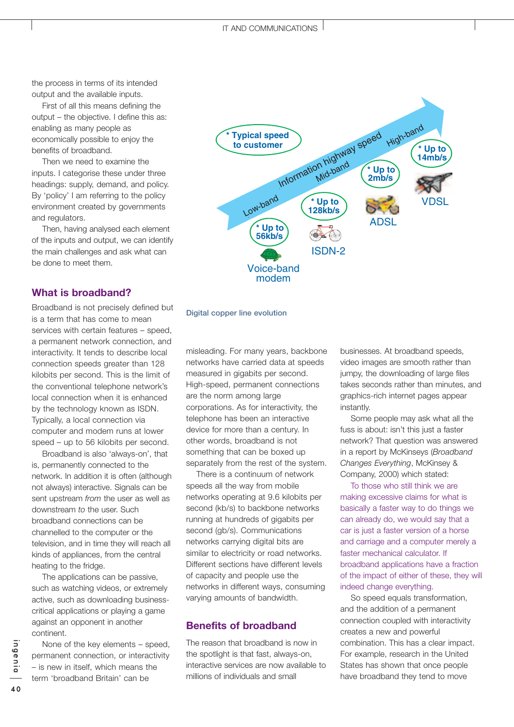the process in terms of its intended output and the available inputs.

First of all this means defining the output – the objective. I define this as: enabling as many people as economically possible to enjoy the benefits of broadband.

Then we need to examine the inputs. I categorise these under three headings: supply, demand, and policy. By 'policy' I am referring to the policy environment created by governments and regulators.

Then, having analysed each element of the inputs and output, we can identify the main challenges and ask what can be done to meet them.

## What is broadband?

Broadband is not precisely defined but is a term that has come to mean services with certain features – speed, a permanent network connection, and interactivity. It tends to describe local connection speeds greater than 128 kilobits per second. This is the limit of the conventional telephone network's local connection when it is enhanced by the technology known as ISDN. Typically, a local connection via computer and modem runs at lower speed – up to 56 kilobits per second.

Broadband is also 'always-on', that is, permanently connected to the network. In addition it is often (although not always) interactive. Signals can be sent upstream *from* the user as well as downstream *to* the user. Such broadband connections can be channelled to the computer or the television, and in time they will reach all kinds of appliances, from the central heating to the fridge.

The applications can be passive, such as watching videos, or extremely active, such as downloading business-critical applications or playing a game against an opponent in another continent.

None of the key elements – speed, permanent connection, or interactivity – is new in itself, which means the term 'broadband Britain' can be misleading. For many years, backbone networks have carried data at speeds measured in gigabits per second. High-speed, permanent connections are the norm among large corporations. As for interactivity, the telephone has been an interactive device for more than a century. In other words, broadband is not something that can be boxed up separately from the rest of the system.

There is a continuum of network speeds all the way from mobile networks operating at 9.6 kilobits per second (kb/s) to backbone networks running at hundreds of gigabits per second (gb/s). Communications networks carrying digital bits are similar to electricity or road networks. Different sections have different levels of capacity and people use the networks in different ways, consuming varying amounts of bandwidth.

* Typical speed to customer

Information highway speed

Low-band

Mid-band

High-band

* Up to 56kb/s
Voice-band modem

* Up to 128kb/s
ISDN-2

* Up to 2mb/s
ADSL

* Up to 14mb/s
VDSL

Digital copper line evolution

## Benefits of broadband

The reason that broadband is now in the spotlight is that fast, always-on, interactive services are now available to millions of individuals and small businesses. At broadband speeds, video images are smooth rather than jumpy, the downloading of large files takes seconds rather than minutes, and graphics-rich internet pages appear instantly.

Some people may ask what all the fuss is about: isn't this just a faster network? That question was answered in a report by McKinseys (*Broadband Changes Everything*, McKinsey & Company, 2000) which stated:

> To those who still think we are making excessive claims for what is basically a faster way to do things we can already do, we would say that a car is just a faster version of a horse and carriage and a computer merely a faster mechanical calculator. If broadband applications have a fraction of the impact of either of these, they will indeed change everything.

So speed equals transformation, and the addition of a permanent connection coupled with interactivity creates a new and powerful combination. This has a clear impact. For example, research in the United States has shown that once people have broadband they tend to move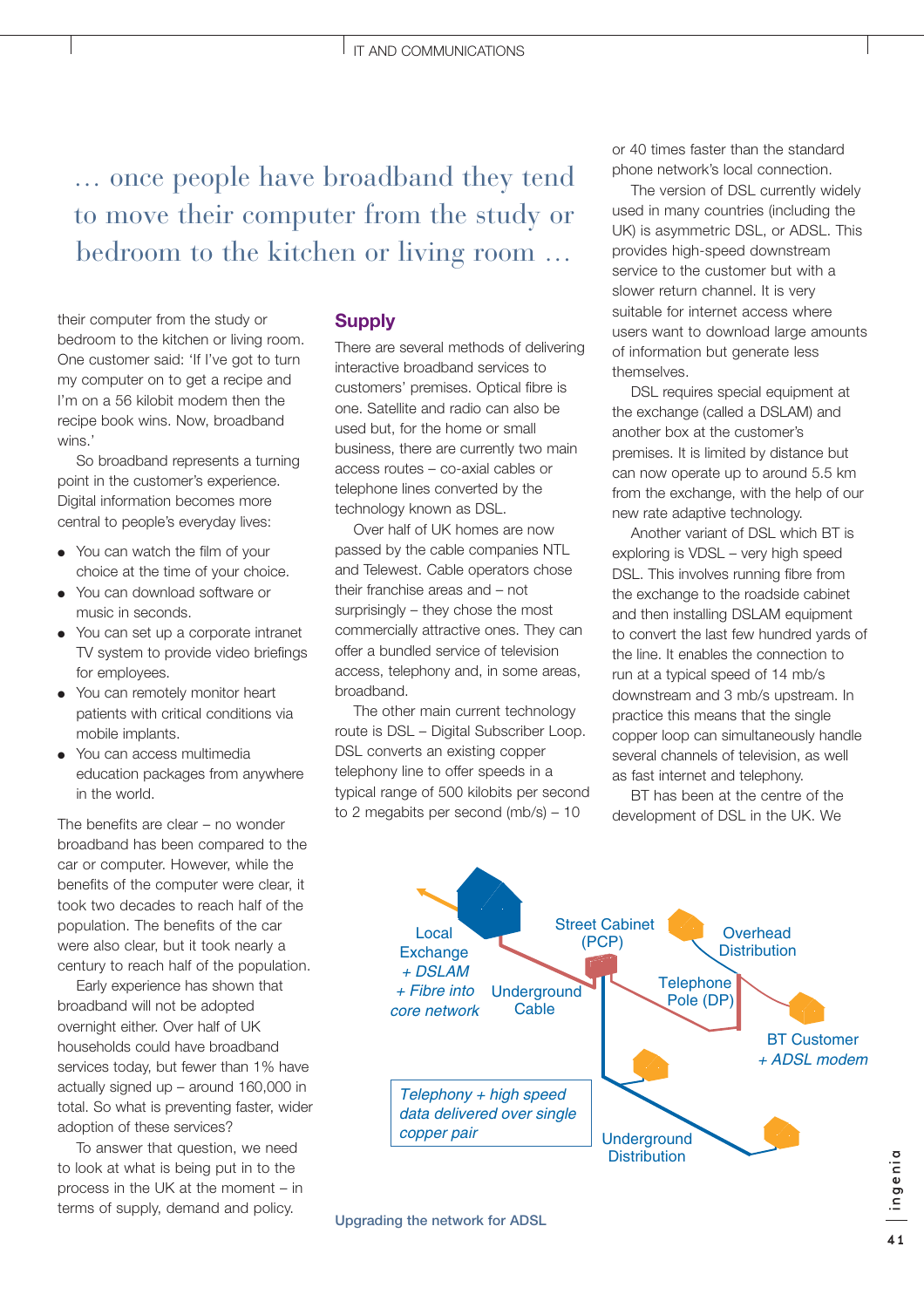> … once people have broadband they tend to move their computer from the study or bedroom to the kitchen or living room …

their computer from the study or bedroom to the kitchen or living room. One customer said: 'If I've got to turn my computer on to get a recipe and I'm on a 56 kilobit modem then the recipe book wins. Now, broadband wins.'

So broadband represents a turning point in the customer's experience. Digital information becomes more central to people's everyday lives:

- You can watch the film of your choice at the time of your choice.
- You can download software or music in seconds.
- You can set up a corporate intranet TV system to provide video briefings for employees.
- You can remotely monitor heart patients with critical conditions via mobile implants.
- You can access multimedia education packages from anywhere in the world.

The benefits are clear – no wonder broadband has been compared to the car or computer. However, while the benefits of the computer were clear, it took two decades to reach half of the population. The benefits of the car were also clear, but it took nearly a century to reach half of the population.

Early experience has shown that broadband will not be adopted overnight either. Over half of UK households could have broadband services today, but fewer than 1% have actually signed up – around 160,000 in total. So what is preventing faster, wider adoption of these services?

To answer that question, we need to look at what is being put in to the process in the UK at the moment – in terms of supply, demand and policy.

## Supply

There are several methods of delivering interactive broadband services to customers' premises. Optical fibre is one. Satellite and radio can also be used but, for the home or small business, there are currently two main access routes – co-axial cables or telephone lines converted by the technology known as DSL.

Over half of UK homes are now passed by the cable companies NTL and Telewest. Cable operators chose their franchise areas and – not surprisingly – they chose the most commercially attractive ones. They can offer a bundled service of television access, telephony and, in some areas, broadband.

The other main current technology route is DSL – Digital Subscriber Loop. DSL converts an existing copper telephony line to offer speeds in a typical range of 500 kilobits per second to 2 megabits per second (mb/s) – 10 or 40 times faster than the standard phone network's local connection.

The version of DSL currently widely used in many countries (including the UK) is asymmetric DSL, or ADSL. This provides high-speed downstream service to the customer but with a slower return channel. It is very suitable for internet access where users want to download large amounts of information but generate less themselves.

DSL requires special equipment at the exchange (called a DSLAM) and another box at the customer's premises. It is limited by distance but can now operate up to around 5.5 km from the exchange, with the help of our new rate adaptive technology.

Another variant of DSL which BT is exploring is VDSL – very high speed DSL. This involves running fibre from the exchange to the roadside cabinet and then installing DSLAM equipment to convert the last few hundred yards of the line. It enables the connection to run at a typical speed of 14 mb/s downstream and 3 mb/s upstream. In practice this means that the single copper loop can simultaneously handle several channels of television, as well as fast internet and telephony.

BT has been at the centre of the development of DSL in the UK. We

Local Exchange
*+ DSLAM*
*+ Fibre into core network*

Street Cabinet (PCP)

Overhead Distribution

Underground Cable

Telephone Pole (DP)

BT Customer
*+ ADSL modem*

*Telephony + high speed data delivered over single copper pair*

Underground Distribution

Upgrading the network for ADSL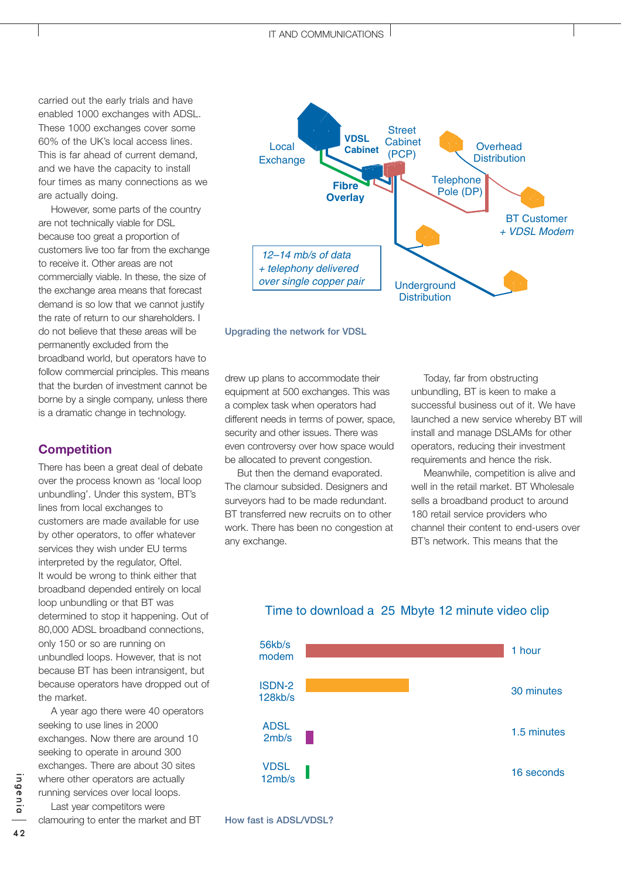carried out the early trials and have enabled 1000 exchanges with ADSL. These 1000 exchanges cover some 60% of the UK's local access lines. This is far ahead of current demand, and we have the capacity to install four times as many connections as we are actually doing.

However, some parts of the country are not technically viable for DSL because too great a proportion of customers live too far from the exchange to receive it. Other areas are not commercially viable. In these, the size of the exchange area means that forecast demand is so low that we cannot justify the rate of return to our shareholders. I do not believe that these areas will be permanently excluded from the broadband world, but operators have to follow commercial principles. This means that the burden of investment cannot be borne by a single company, unless there is a dramatic change in technology.

## Competition

There has been a great deal of debate over the process known as 'local loop unbundling'. Under this system, BT's lines from local exchanges to customers are made available for use by other operators, to offer whatever services they wish under EU terms interpreted by the regulator, Oftel. It would be wrong to think either that broadband depended entirely on local loop unbundling or that BT was determined to stop it happening. Out of 80,000 ADSL broadband connections, only 150 or so are running on unbundled loops. However, that is not because BT has been intransigent, but because operators have dropped out of the market.

A year ago there were 40 operators seeking to use lines in 2000 exchanges. Now there are around 10 seeking to operate in around 300 exchanges. There are about 30 sites where other operators are actually running services over local loops.

Last year competitors were clamouring to enter the market and BT drew up plans to accommodate their equipment at 500 exchanges. This was a complex task when operators had different needs in terms of power, space, security and other issues. There was even controversy over how space would be allocated to prevent congestion.

But then the demand evaporated. The clamour subsided. Designers and surveyors had to be made redundant. BT transferred new recruits on to other work. There has been no congestion at any exchange.

Today, far from obstructing unbundling, BT is keen to make a successful business out of it. We have launched a new service whereby BT will install and manage DSLAMs for other operators, reducing their investment requirements and hence the risk.

Meanwhile, competition is alive and well in the retail market. BT Wholesale sells a broadband product to around 180 retail service providers who channel their content to end-users over BT's network. This means that the

Local Exchange
VDSL Cabinet
Street Cabinet (PCP)
Overhead Distribution
Fibre Overlay
Telephone Pole (DP)
BT Customer + VDSL Modem
*12–14 mb/s of data + telephony delivered over single copper pair*
Underground Distribution

Upgrading the network for VDSL

Time to download a 25 Mbyte 12 minute video clip

56kb/s modem — 1 hour
ISDN-2 128kb/s — 30 minutes
ADSL 2mb/s — 1.5 minutes
VDSL 12mb/s — 16 seconds

How fast is ADSL/VDSL?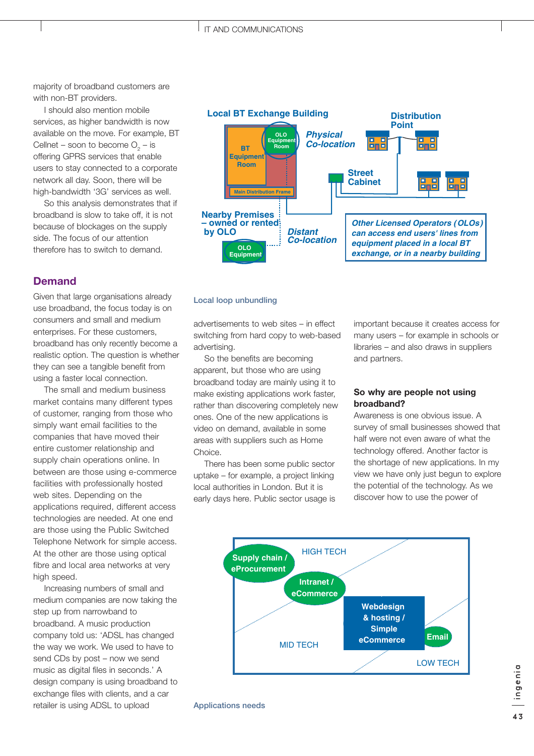majority of broadband customers are with non-BT providers.

I should also mention mobile services, as higher bandwidth is now available on the move. For example, BT Cellnet – soon to become $O_2$ – is offering GPRS services that enable users to stay connected to a corporate network all day. Soon, there will be high-bandwidth '3G' services as well.

So this analysis demonstrates that if broadband is slow to take off, it is not because of blockages on the supply side. The focus of our attention therefore has to switch to demand.

Local BT Exchange Building

BT Equipment Room

OLO Equipment Room

Main Distribution Frame

Physical Co-location

Distribution Point

Street Cabinet

Nearby Premises – owned or rented by OLO

OLO Equipment

Distant Co-location

Other Licensed Operators (OLOs) can access end users' lines from equipment placed in a local BT exchange, or in a nearby building

Local loop unbundling

## Demand

Given that large organisations already use broadband, the focus today is on consumers and small and medium enterprises. For these customers, broadband has only recently become a realistic option. The question is whether they can see a tangible benefit from using a faster local connection.

The small and medium business market contains many different types of customer, ranging from those who simply want email facilities to the companies that have moved their entire customer relationship and supply chain operations online. In between are those using e-commerce facilities with professionally hosted web sites. Depending on the applications required, different access technologies are needed. At one end are those using the Public Switched Telephone Network for simple access. At the other are those using optical fibre and local area networks at very high speed.

Increasing numbers of small and medium companies are now taking the step up from narrowband to broadband. A music production company told us: 'ADSL has changed the way we work. We used to have to send CDs by post – now we send music as digital files in seconds.' A design company is using broadband to exchange files with clients, and a car retailer is using ADSL to upload advertisements to web sites – in effect switching from hard copy to web-based advertising.

So the benefits are becoming apparent, but those who are using broadband today are mainly using it to make existing applications work faster, rather than discovering completely new ones. One of the new applications is video on demand, available in some areas with suppliers such as Home Choice.

There has been some public sector uptake – for example, a project linking local authorities in London. But it is early days here. Public sector usage is important because it creates access for many users – for example in schools or libraries – and also draws in suppliers and partners.

### So why are people not using broadband?

Awareness is one obvious issue. A survey of small businesses showed that half were not even aware of what the technology offered. Another factor is the shortage of new applications. In my view we have only just begun to explore the potential of the technology. As we discover how to use the power of

HIGH TECH

Supply chain / eProcurement

Intranet / eCommerce

Webdesign & hosting / Simple eCommerce

Email

MID TECH

LOW TECH

Applications needs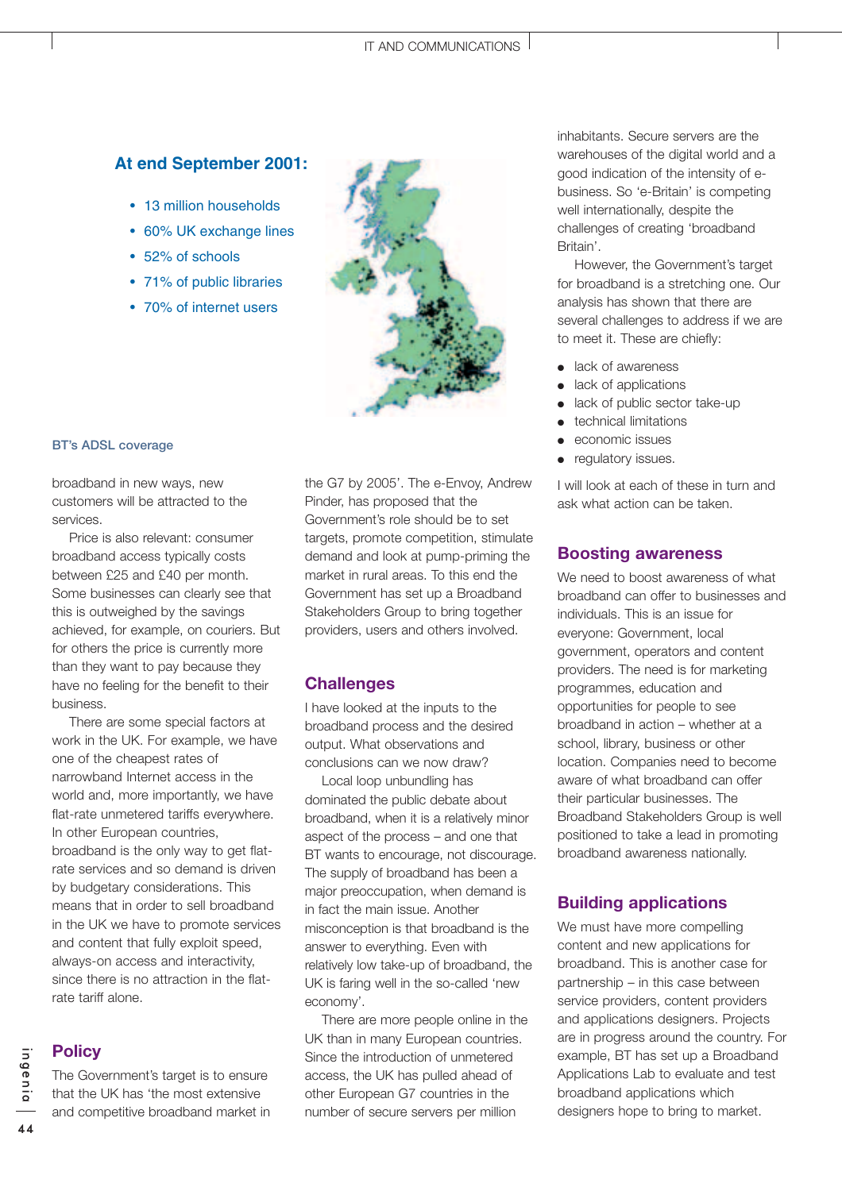**At end September 2001:**

- 13 million households
- 60% UK exchange lines
- 52% of schools
- 71% of public libraries
- 70% of internet users

BT's ADSL coverage

broadband in new ways, new customers will be attracted to the services.

Price is also relevant: consumer broadband access typically costs between £25 and £40 per month. Some businesses can clearly see that this is outweighed by the savings achieved, for example, on couriers. But for others the price is currently more than they want to pay because they have no feeling for the benefit to their business.

There are some special factors at work in the UK. For example, we have one of the cheapest rates of narrowband Internet access in the world and, more importantly, we have flat-rate unmetered tariffs everywhere. In other European countries, broadband is the only way to get flat-rate services and so demand is driven by budgetary considerations. This means that in order to sell broadband in the UK we have to promote services and content that fully exploit speed, always-on access and interactivity, since there is no attraction in the flat-rate tariff alone.

## Policy

The Government's target is to ensure that the UK has 'the most extensive and competitive broadband market in the G7 by 2005'. The e-Envoy, Andrew Pinder, has proposed that the Government's role should be to set targets, promote competition, stimulate demand and look at pump-priming the market in rural areas. To this end the Government has set up a Broadband Stakeholders Group to bring together providers, users and others involved.

## Challenges

I have looked at the inputs to the broadband process and the desired output. What observations and conclusions can we now draw?

Local loop unbundling has dominated the public debate about broadband, when it is a relatively minor aspect of the process – and one that BT wants to encourage, not discourage. The supply of broadband has been a major preoccupation, when demand is in fact the main issue. Another misconception is that broadband is the answer to everything. Even with relatively low take-up of broadband, the UK is faring well in the so-called 'new economy'.

There are more people online in the UK than in many European countries. Since the introduction of unmetered access, the UK has pulled ahead of other European G7 countries in the number of secure servers per million inhabitants. Secure servers are the warehouses of the digital world and a good indication of the intensity of e-business. So 'e-Britain' is competing well internationally, despite the challenges of creating 'broadband Britain'.

However, the Government's target for broadband is a stretching one. Our analysis has shown that there are several challenges to address if we are to meet it. These are chiefly:

- lack of awareness
- lack of applications
- lack of public sector take-up
- technical limitations
- economic issues
- regulatory issues.

I will look at each of these in turn and ask what action can be taken.

## Boosting awareness

We need to boost awareness of what broadband can offer to businesses and individuals. This is an issue for everyone: Government, local government, operators and content providers. The need is for marketing programmes, education and opportunities for people to see broadband in action – whether at a school, library, business or other location. Companies need to become aware of what broadband can offer their particular businesses. The Broadband Stakeholders Group is well positioned to take a lead in promoting broadband awareness nationally.

## Building applications

We must have more compelling content and new applications for broadband. This is another case for partnership – in this case between service providers, content providers and applications designers. Projects are in progress around the country. For example, BT has set up a Broadband Applications Lab to evaluate and test broadband applications which designers hope to bring to market.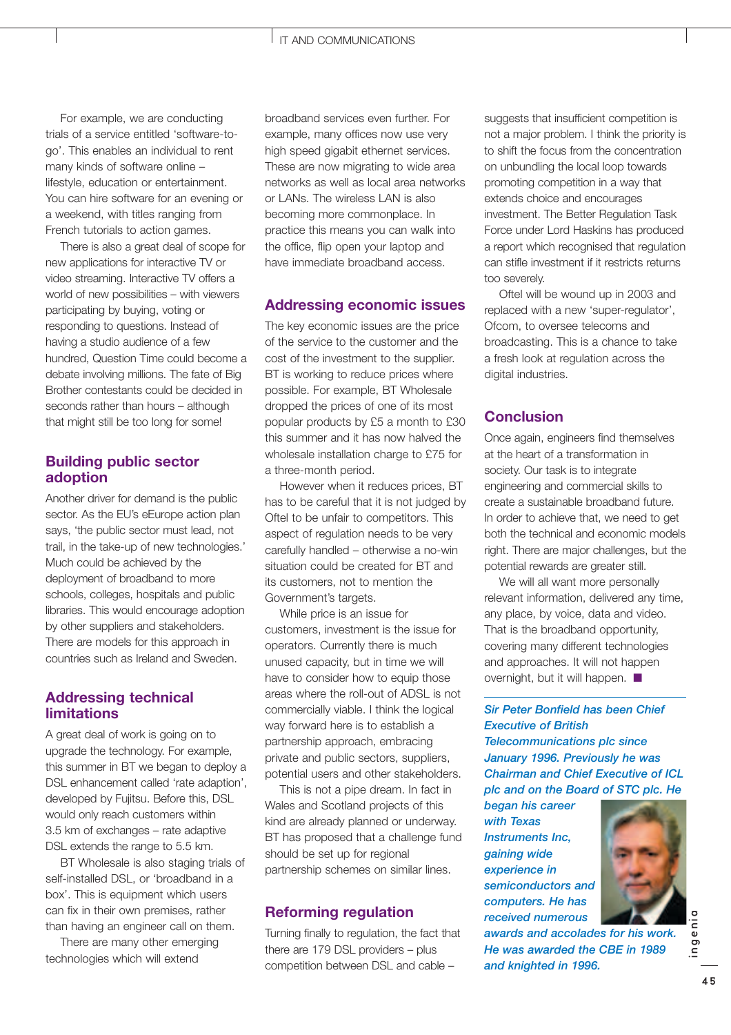For example, we are conducting trials of a service entitled 'software-to-go'. This enables an individual to rent many kinds of software online – lifestyle, education or entertainment. You can hire software for an evening or a weekend, with titles ranging from French tutorials to action games.

There is also a great deal of scope for new applications for interactive TV or video streaming. Interactive TV offers a world of new possibilities – with viewers participating by buying, voting or responding to questions. Instead of having a studio audience of a few hundred, Question Time could become a debate involving millions. The fate of Big Brother contestants could be decided in seconds rather than hours – although that might still be too long for some!

## Building public sector adoption

Another driver for demand is the public sector. As the EU's eEurope action plan says, 'the public sector must lead, not trail, in the take-up of new technologies.' Much could be achieved by the deployment of broadband to more schools, colleges, hospitals and public libraries. This would encourage adoption by other suppliers and stakeholders. There are models for this approach in countries such as Ireland and Sweden.

## Addressing technical limitations

A great deal of work is going on to upgrade the technology. For example, this summer in BT we began to deploy a DSL enhancement called 'rate adaption', developed by Fujitsu. Before this, DSL would only reach customers within 3.5 km of exchanges – rate adaptive DSL extends the range to 5.5 km.

BT Wholesale is also staging trials of self-installed DSL, or 'broadband in a box'. This is equipment which users can fix in their own premises, rather than having an engineer call on them.

There are many other emerging technologies which will extend broadband services even further. For example, many offices now use very high speed gigabit ethernet services. These are now migrating to wide area networks as well as local area networks or LANs. The wireless LAN is also becoming more commonplace. In practice this means you can walk into the office, flip open your laptop and have immediate broadband access.

## Addressing economic issues

The key economic issues are the price of the service to the customer and the cost of the investment to the supplier. BT is working to reduce prices where possible. For example, BT Wholesale dropped the prices of one of its most popular products by £5 a month to £30 this summer and it has now halved the wholesale installation charge to £75 for a three-month period.

However when it reduces prices, BT has to be careful that it is not judged by Oftel to be unfair to competitors. This aspect of regulation needs to be very carefully handled – otherwise a no-win situation could be created for BT and its customers, not to mention the Government's targets.

While price is an issue for customers, investment is the issue for operators. Currently there is much unused capacity, but in time we will have to consider how to equip those areas where the roll-out of ADSL is not commercially viable. I think the logical way forward here is to establish a partnership approach, embracing private and public sectors, suppliers, potential users and other stakeholders.

This is not a pipe dream. In fact in Wales and Scotland projects of this kind are already planned or underway. BT has proposed that a challenge fund should be set up for regional partnership schemes on similar lines.

## Reforming regulation

Turning finally to regulation, the fact that there are 179 DSL providers – plus competition between DSL and cable – suggests that insufficient competition is not a major problem. I think the priority is to shift the focus from the concentration on unbundling the local loop towards promoting competition in a way that extends choice and encourages investment. The Better Regulation Task Force under Lord Haskins has produced a report which recognised that regulation can stifle investment if it restricts returns too severely.

Oftel will be wound up in 2003 and replaced with a new 'super-regulator', Ofcom, to oversee telecoms and broadcasting. This is a chance to take a fresh look at regulation across the digital industries.

## Conclusion

Once again, engineers find themselves at the heart of a transformation in society. Our task is to integrate engineering and commercial skills to create a sustainable broadband future. In order to achieve that, we need to get both the technical and economic models right. There are major challenges, but the potential rewards are greater still.

We will all want more personally relevant information, delivered any time, any place, by voice, data and video. That is the broadband opportunity, covering many different technologies and approaches. It will not happen overnight, but it will happen. ■

***Sir Peter Bonfield has been Chief Executive of British Telecommunications plc since January 1996. Previously he was Chairman and Chief Executive of ICL plc and on the Board of STC plc. He began his career with Texas Instruments Inc, gaining wide experience in semiconductors and computers. He has received numerous awards and accolades for his work. He was awarded the CBE in 1989 and knighted in 1996.***